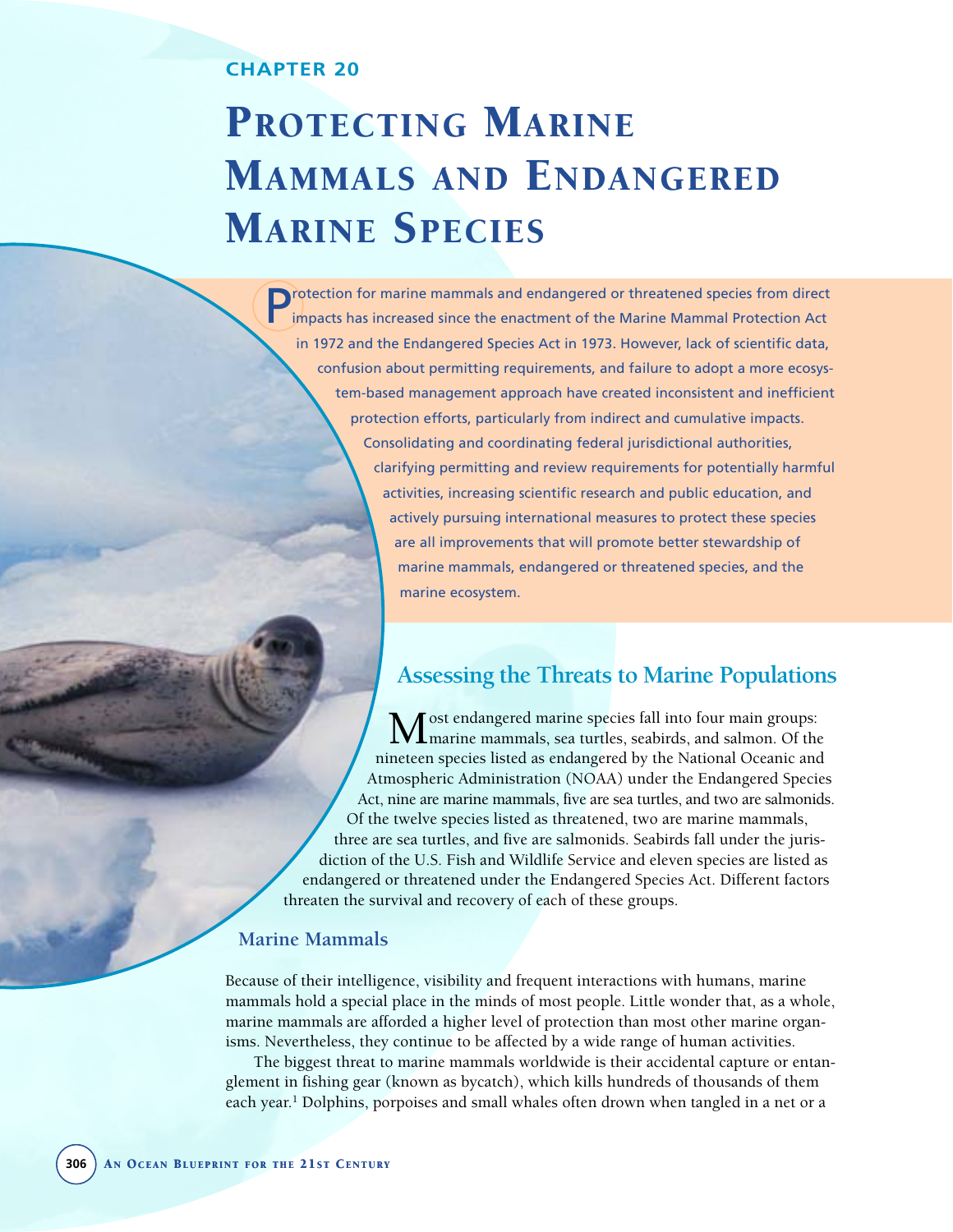CHAPTER 20

# Protecting Marine Mammals and Endangered Marine Species

Protection for marine mammals and endangered or threatened species from direct impacts has increased since the enactment of the Marine Mammal Protection Act in 1972 and the Endangered Species Act in 1973. However, lack of scientific data, confusion about permitting requirements, and failure to adopt a more ecosystem-based management approach have created inconsistent and inefficient protection efforts, particularly from indirect and cumulative impacts. Consolidating and coordinating federal jurisdictional authorities, clarifying permitting and review requirements for potentially harmful activities, increasing scientific research and public education, and actively pursuing international measures to protect these species are all improvements that will promote better stewardship of marine mammals, endangered or threatened species, and the marine ecosystem.

## Assessing the Threats to Marine Populations

Most endangered marine species fall into four main groups: marine mammals, sea turtles, seabirds, and salmon. Of the nineteen species listed as endangered by the National Oceanic and Atmospheric Administration (NOAA) under the Endangered Species Act, nine are marine mammals, five are sea turtles, and two are salmonids. Of the twelve species listed as threatened, two are marine mammals, three are sea turtles, and five are salmonids. Seabirds fall under the jurisdiction of the U.S. Fish and Wildlife Service and eleven species are listed as endangered or threatened under the Endangered Species Act. Different factors threaten the survival and recovery of each of these groups.

### Marine Mammals

Because of their intelligence, visibility and frequent interactions with humans, marine mammals hold a special place in the minds of most people. Little wonder that, as a whole, marine mammals are afforded a higher level of protection than most other marine organisms. Nevertheless, they continue to be affected by a wide range of human activities.

The biggest threat to marine mammals worldwide is their accidental capture or entanglement in fishing gear (known as bycatch), which kills hundreds of thousands of them each year.[1] Dolphins, porpoises and small whales often drown when tangled in a net or a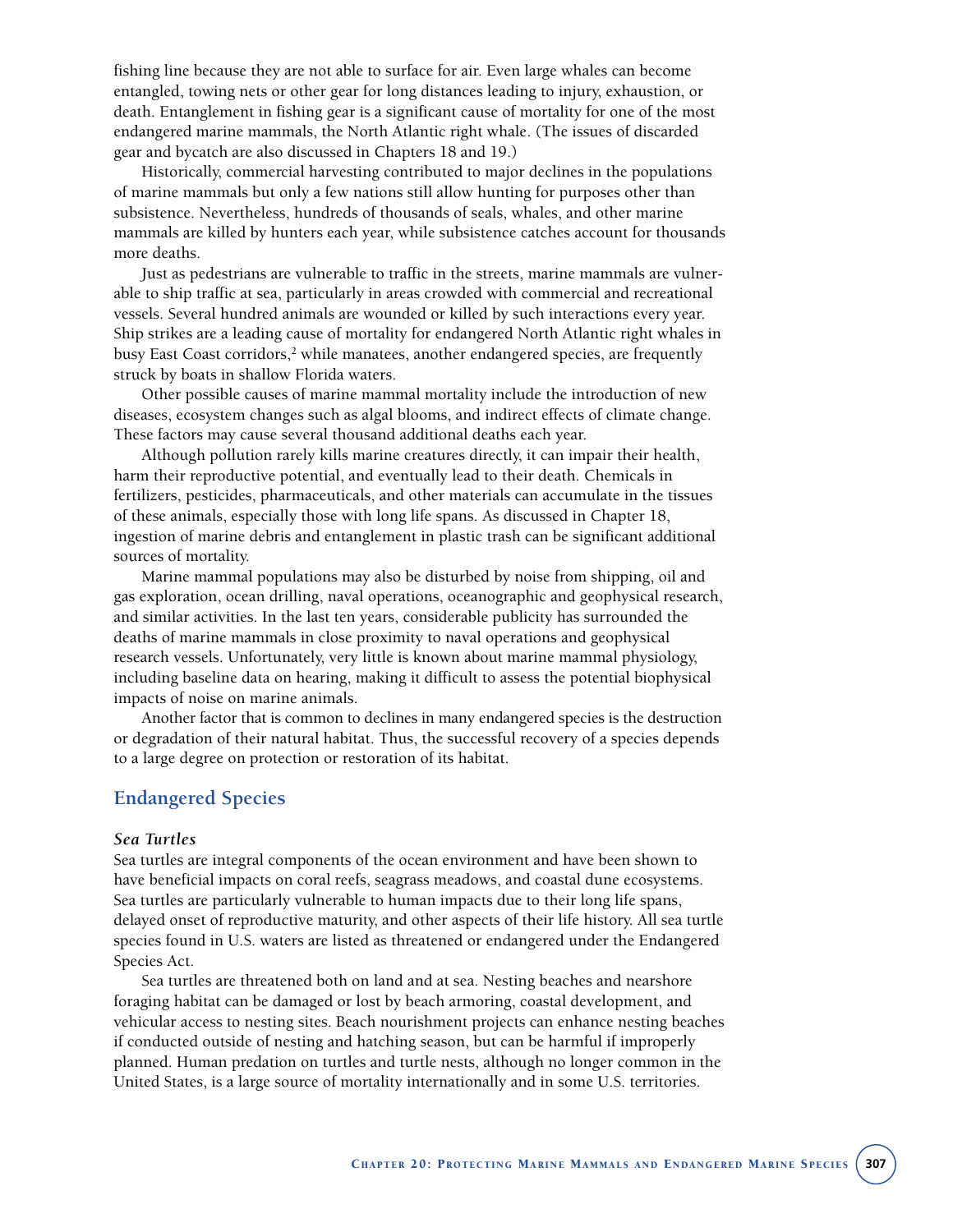fishing line because they are not able to surface for air. Even large whales can become entangled, towing nets or other gear for long distances leading to injury, exhaustion, or death. Entanglement in fishing gear is a significant cause of mortality for one of the most endangered marine mammals, the North Atlantic right whale. (The issues of discarded gear and bycatch are also discussed in Chapters 18 and 19.)

Historically, commercial harvesting contributed to major declines in the populations of marine mammals but only a few nations still allow hunting for purposes other than subsistence. Nevertheless, hundreds of thousands of seals, whales, and other marine mammals are killed by hunters each year, while subsistence catches account for thousands more deaths.

Just as pedestrians are vulnerable to traffic in the streets, marine mammals are vulnerable to ship traffic at sea, particularly in areas crowded with commercial and recreational vessels. Several hundred animals are wounded or killed by such interactions every year. Ship strikes are a leading cause of mortality for endangered North Atlantic right whales in busy East Coast corridors,[2] while manatees, another endangered species, are frequently struck by boats in shallow Florida waters.

Other possible causes of marine mammal mortality include the introduction of new diseases, ecosystem changes such as algal blooms, and indirect effects of climate change. These factors may cause several thousand additional deaths each year.

Although pollution rarely kills marine creatures directly, it can impair their health, harm their reproductive potential, and eventually lead to their death. Chemicals in fertilizers, pesticides, pharmaceuticals, and other materials can accumulate in the tissues of these animals, especially those with long life spans. As discussed in Chapter 18, ingestion of marine debris and entanglement in plastic trash can be significant additional sources of mortality.

Marine mammal populations may also be disturbed by noise from shipping, oil and gas exploration, ocean drilling, naval operations, oceanographic and geophysical research, and similar activities. In the last ten years, considerable publicity has surrounded the deaths of marine mammals in close proximity to naval operations and geophysical research vessels. Unfortunately, very little is known about marine mammal physiology, including baseline data on hearing, making it difficult to assess the potential biophysical impacts of noise on marine animals.

Another factor that is common to declines in many endangered species is the destruction or degradation of their natural habitat. Thus, the successful recovery of a species depends to a large degree on protection or restoration of its habitat.

## Endangered Species

### *Sea Turtles*

Sea turtles are integral components of the ocean environment and have been shown to have beneficial impacts on coral reefs, seagrass meadows, and coastal dune ecosystems. Sea turtles are particularly vulnerable to human impacts due to their long life spans, delayed onset of reproductive maturity, and other aspects of their life history. All sea turtle species found in U.S. waters are listed as threatened or endangered under the Endangered Species Act.

Sea turtles are threatened both on land and at sea. Nesting beaches and nearshore foraging habitat can be damaged or lost by beach armoring, coastal development, and vehicular access to nesting sites. Beach nourishment projects can enhance nesting beaches if conducted outside of nesting and hatching season, but can be harmful if improperly planned. Human predation on turtles and turtle nests, although no longer common in the United States, is a large source of mortality internationally and in some U.S. territories.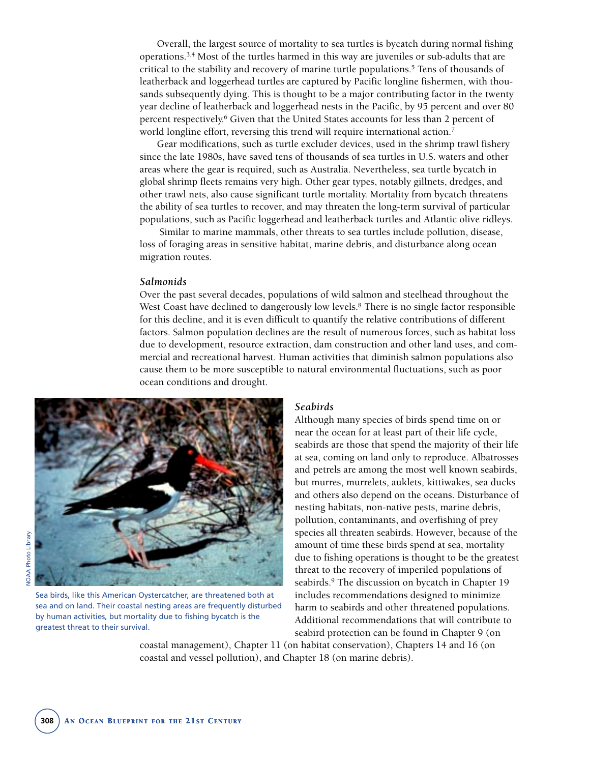Overall, the largest source of mortality to sea turtles is bycatch during normal fishing operations.[3,4] Most of the turtles harmed in this way are juveniles or sub-adults that are critical to the stability and recovery of marine turtle populations.[5] Tens of thousands of leatherback and loggerhead turtles are captured by Pacific longline fishermen, with thousands subsequently dying. This is thought to be a major contributing factor in the twenty year decline of leatherback and loggerhead nests in the Pacific, by 95 percent and over 80 percent respectively.[6] Given that the United States accounts for less than 2 percent of world longline effort, reversing this trend will require international action.[7]

Gear modifications, such as turtle excluder devices, used in the shrimp trawl fishery since the late 1980s, have saved tens of thousands of sea turtles in U.S. waters and other areas where the gear is required, such as Australia. Nevertheless, sea turtle bycatch in global shrimp fleets remains very high. Other gear types, notably gillnets, dredges, and other trawl nets, also cause significant turtle mortality. Mortality from bycatch threatens the ability of sea turtles to recover, and may threaten the long-term survival of particular populations, such as Pacific loggerhead and leatherback turtles and Atlantic olive ridleys.

Similar to marine mammals, other threats to sea turtles include pollution, disease, loss of foraging areas in sensitive habitat, marine debris, and disturbance along ocean migration routes.

### *Salmonids*

Over the past several decades, populations of wild salmon and steelhead throughout the West Coast have declined to dangerously low levels.[8] There is no single factor responsible for this decline, and it is even difficult to quantify the relative contributions of different factors. Salmon population declines are the result of numerous forces, such as habitat loss due to development, resource extraction, dam construction and other land uses, and commercial and recreational harvest. Human activities that diminish salmon populations also cause them to be more susceptible to natural environmental fluctuations, such as poor ocean conditions and drought.

NOAA Photo Library

Sea birds, like this American Oystercatcher, are threatened both at sea and on land. Their coastal nesting areas are frequently disturbed by human activities, but mortality due to fishing bycatch is the greatest threat to their survival.

### *Seabirds*

Although many species of birds spend time on or near the ocean for at least part of their life cycle, seabirds are those that spend the majority of their life at sea, coming on land only to reproduce. Albatrosses and petrels are among the most well known seabirds, but murres, murrelets, auklets, kittiwakes, sea ducks and others also depend on the oceans. Disturbance of nesting habitats, non-native pests, marine debris, pollution, contaminants, and overfishing of prey species all threaten seabirds. However, because of the amount of time these birds spend at sea, mortality due to fishing operations is thought to be the greatest threat to the recovery of imperiled populations of seabirds.[9] The discussion on bycatch in Chapter 19 includes recommendations designed to minimize harm to seabirds and other threatened populations. Additional recommendations that will contribute to seabird protection can be found in Chapter 9 (on coastal management), Chapter 11 (on habitat conservation), Chapters 14 and 16 (on coastal and vessel pollution), and Chapter 18 (on marine debris).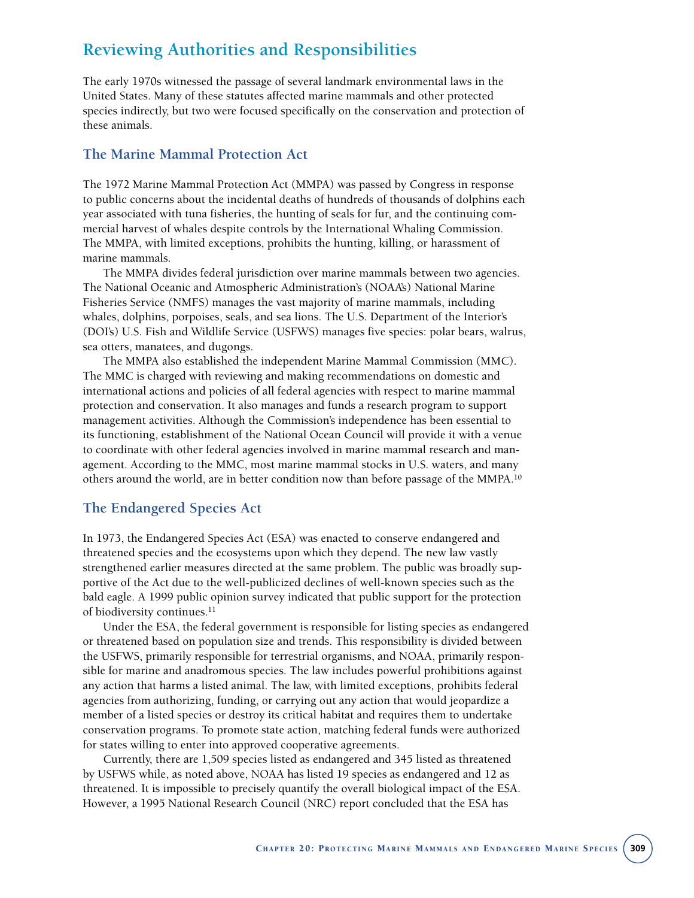## Reviewing Authorities and Responsibilities

The early 1970s witnessed the passage of several landmark environmental laws in the United States. Many of these statutes affected marine mammals and other protected species indirectly, but two were focused specifically on the conservation and protection of these animals.

### The Marine Mammal Protection Act

The 1972 Marine Mammal Protection Act (MMPA) was passed by Congress in response to public concerns about the incidental deaths of hundreds of thousands of dolphins each year associated with tuna fisheries, the hunting of seals for fur, and the continuing commercial harvest of whales despite controls by the International Whaling Commission. The MMPA, with limited exceptions, prohibits the hunting, killing, or harassment of marine mammals.

The MMPA divides federal jurisdiction over marine mammals between two agencies. The National Oceanic and Atmospheric Administration's (NOAA's) National Marine Fisheries Service (NMFS) manages the vast majority of marine mammals, including whales, dolphins, porpoises, seals, and sea lions. The U.S. Department of the Interior's (DOI's) U.S. Fish and Wildlife Service (USFWS) manages five species: polar bears, walrus, sea otters, manatees, and dugongs.

The MMPA also established the independent Marine Mammal Commission (MMC). The MMC is charged with reviewing and making recommendations on domestic and international actions and policies of all federal agencies with respect to marine mammal protection and conservation. It also manages and funds a research program to support management activities. Although the Commission's independence has been essential to its functioning, establishment of the National Ocean Council will provide it with a venue to coordinate with other federal agencies involved in marine mammal research and management. According to the MMC, most marine mammal stocks in U.S. waters, and many others around the world, are in better condition now than before passage of the MMPA.[10]

### The Endangered Species Act

In 1973, the Endangered Species Act (ESA) was enacted to conserve endangered and threatened species and the ecosystems upon which they depend. The new law vastly strengthened earlier measures directed at the same problem. The public was broadly supportive of the Act due to the well-publicized declines of well-known species such as the bald eagle. A 1999 public opinion survey indicated that public support for the protection of biodiversity continues.[11]

Under the ESA, the federal government is responsible for listing species as endangered or threatened based on population size and trends. This responsibility is divided between the USFWS, primarily responsible for terrestrial organisms, and NOAA, primarily responsible for marine and anadromous species. The law includes powerful prohibitions against any action that harms a listed animal. The law, with limited exceptions, prohibits federal agencies from authorizing, funding, or carrying out any action that would jeopardize a member of a listed species or destroy its critical habitat and requires them to undertake conservation programs. To promote state action, matching federal funds were authorized for states willing to enter into approved cooperative agreements.

Currently, there are 1,509 species listed as endangered and 345 listed as threatened by USFWS while, as noted above, NOAA has listed 19 species as endangered and 12 as threatened. It is impossible to precisely quantify the overall biological impact of the ESA. However, a 1995 National Research Council (NRC) report concluded that the ESA has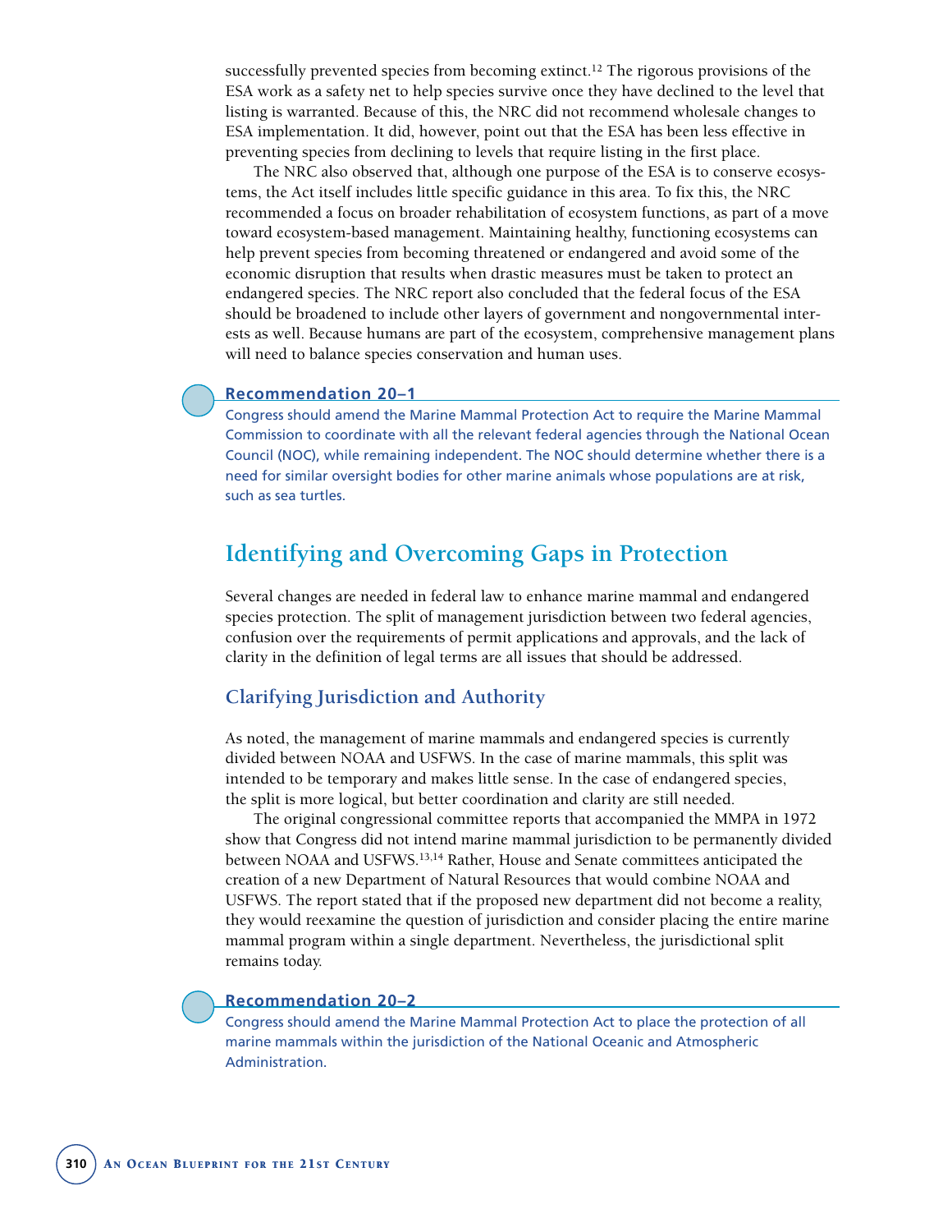successfully prevented species from becoming extinct.[12] The rigorous provisions of the ESA work as a safety net to help species survive once they have declined to the level that listing is warranted. Because of this, the NRC did not recommend wholesale changes to ESA implementation. It did, however, point out that the ESA has been less effective in preventing species from declining to levels that require listing in the first place.

The NRC also observed that, although one purpose of the ESA is to conserve ecosystems, the Act itself includes little specific guidance in this area. To fix this, the NRC recommended a focus on broader rehabilitation of ecosystem functions, as part of a move toward ecosystem-based management. Maintaining healthy, functioning ecosystems can help prevent species from becoming threatened or endangered and avoid some of the economic disruption that results when drastic measures must be taken to protect an endangered species. The NRC report also concluded that the federal focus of the ESA should be broadened to include other layers of government and nongovernmental interests as well. Because humans are part of the ecosystem, comprehensive management plans will need to balance species conservation and human uses.

**Recommendation 20–1**

Congress should amend the Marine Mammal Protection Act to require the Marine Mammal Commission to coordinate with all the relevant federal agencies through the National Ocean Council (NOC), while remaining independent. The NOC should determine whether there is a need for similar oversight bodies for other marine animals whose populations are at risk, such as sea turtles.

## Identifying and Overcoming Gaps in Protection

Several changes are needed in federal law to enhance marine mammal and endangered species protection. The split of management jurisdiction between two federal agencies, confusion over the requirements of permit applications and approvals, and the lack of clarity in the definition of legal terms are all issues that should be addressed.

### Clarifying Jurisdiction and Authority

As noted, the management of marine mammals and endangered species is currently divided between NOAA and USFWS. In the case of marine mammals, this split was intended to be temporary and makes little sense. In the case of endangered species, the split is more logical, but better coordination and clarity are still needed.

The original congressional committee reports that accompanied the MMPA in 1972 show that Congress did not intend marine mammal jurisdiction to be permanently divided between NOAA and USFWS.[13,14] Rather, House and Senate committees anticipated the creation of a new Department of Natural Resources that would combine NOAA and USFWS. The report stated that if the proposed new department did not become a reality, they would reexamine the question of jurisdiction and consider placing the entire marine mammal program within a single department. Nevertheless, the jurisdictional split remains today.

**Recommendation 20–2**

Congress should amend the Marine Mammal Protection Act to place the protection of all marine mammals within the jurisdiction of the National Oceanic and Atmospheric Administration.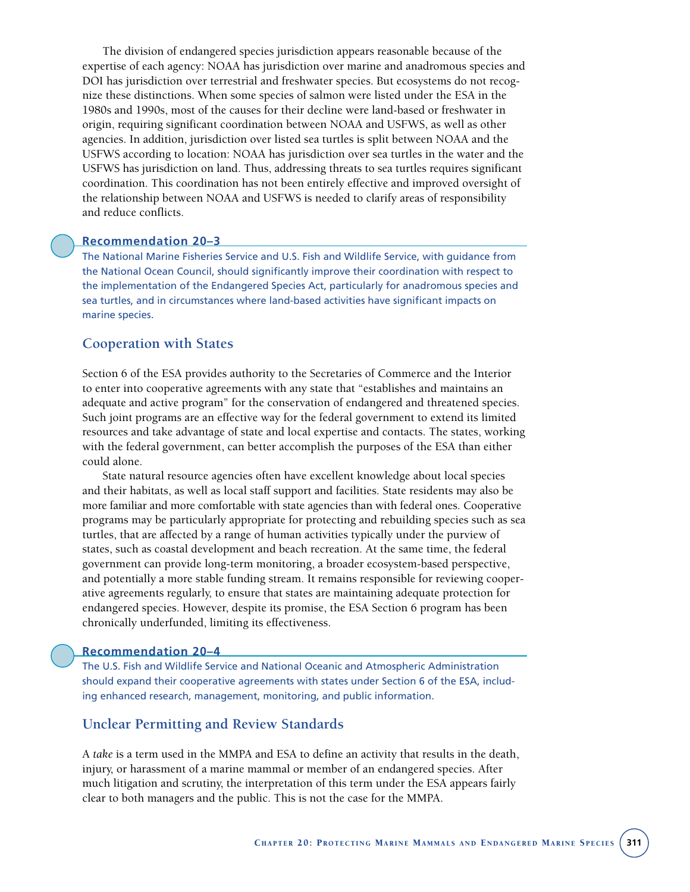The division of endangered species jurisdiction appears reasonable because of the expertise of each agency: NOAA has jurisdiction over marine and anadromous species and DOI has jurisdiction over terrestrial and freshwater species. But ecosystems do not recognize these distinctions. When some species of salmon were listed under the ESA in the 1980s and 1990s, most of the causes for their decline were land-based or freshwater in origin, requiring significant coordination between NOAA and USFWS, as well as other agencies. In addition, jurisdiction over listed sea turtles is split between NOAA and the USFWS according to location: NOAA has jurisdiction over sea turtles in the water and the USFWS has jurisdiction on land. Thus, addressing threats to sea turtles requires significant coordination. This coordination has not been entirely effective and improved oversight of the relationship between NOAA and USFWS is needed to clarify areas of responsibility and reduce conflicts.

#### Recommendation 20–3

The National Marine Fisheries Service and U.S. Fish and Wildlife Service, with guidance from the National Ocean Council, should significantly improve their coordination with respect to the implementation of the Endangered Species Act, particularly for anadromous species and sea turtles, and in circumstances where land-based activities have significant impacts on marine species.

### Cooperation with States

Section 6 of the ESA provides authority to the Secretaries of Commerce and the Interior to enter into cooperative agreements with any state that "establishes and maintains an adequate and active program" for the conservation of endangered and threatened species. Such joint programs are an effective way for the federal government to extend its limited resources and take advantage of state and local expertise and contacts. The states, working with the federal government, can better accomplish the purposes of the ESA than either could alone.

State natural resource agencies often have excellent knowledge about local species and their habitats, as well as local staff support and facilities. State residents may also be more familiar and more comfortable with state agencies than with federal ones. Cooperative programs may be particularly appropriate for protecting and rebuilding species such as sea turtles, that are affected by a range of human activities typically under the purview of states, such as coastal development and beach recreation. At the same time, the federal government can provide long-term monitoring, a broader ecosystem-based perspective, and potentially a more stable funding stream. It remains responsible for reviewing cooperative agreements regularly, to ensure that states are maintaining adequate protection for endangered species. However, despite its promise, the ESA Section 6 program has been chronically underfunded, limiting its effectiveness.

#### Recommendation 20–4

The U.S. Fish and Wildlife Service and National Oceanic and Atmospheric Administration should expand their cooperative agreements with states under Section 6 of the ESA, including enhanced research, management, monitoring, and public information.

### Unclear Permitting and Review Standards

A *take* is a term used in the MMPA and ESA to define an activity that results in the death, injury, or harassment of a marine mammal or member of an endangered species. After much litigation and scrutiny, the interpretation of this term under the ESA appears fairly clear to both managers and the public. This is not the case for the MMPA.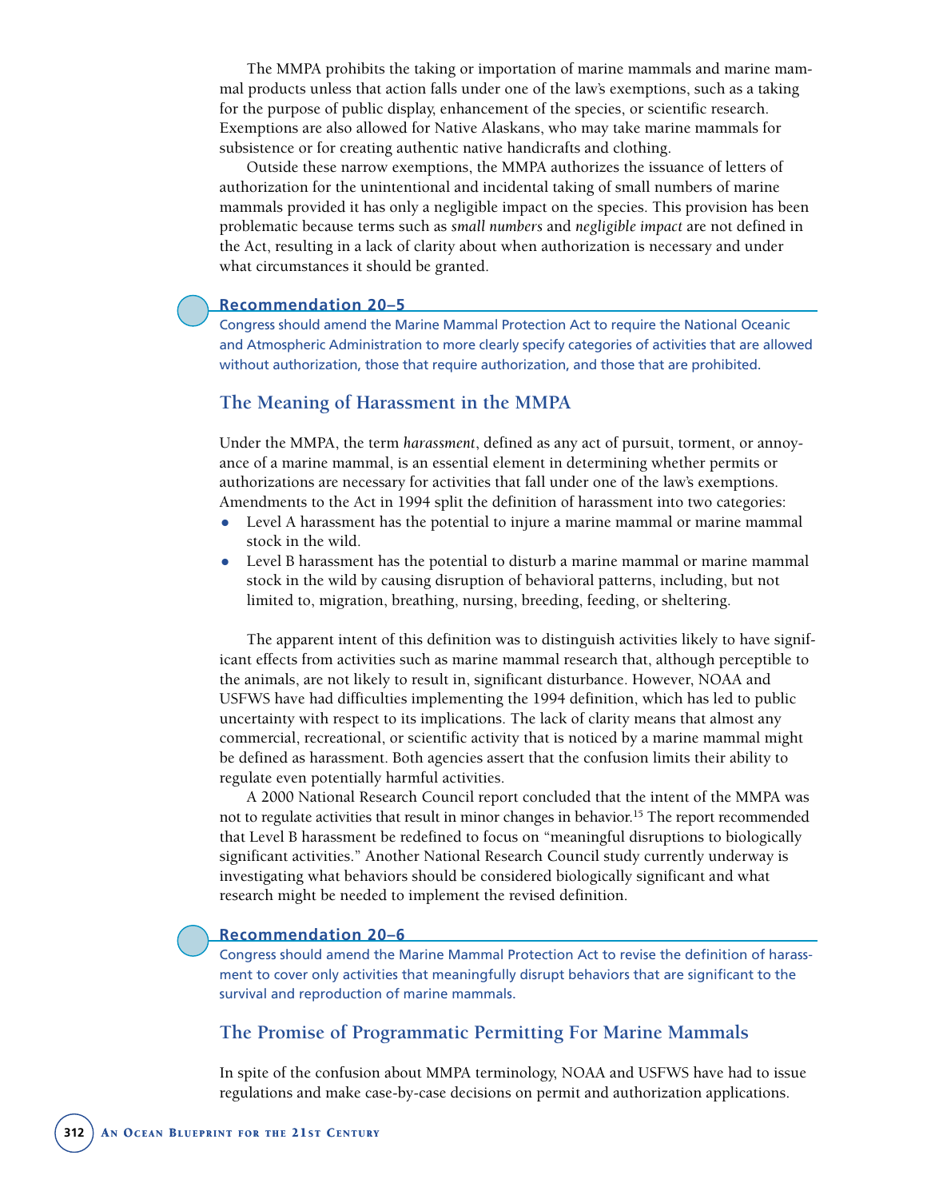The MMPA prohibits the taking or importation of marine mammals and marine mammal products unless that action falls under one of the law's exemptions, such as a taking for the purpose of public display, enhancement of the species, or scientific research. Exemptions are also allowed for Native Alaskans, who may take marine mammals for subsistence or for creating authentic native handicrafts and clothing.

Outside these narrow exemptions, the MMPA authorizes the issuance of letters of authorization for the unintentional and incidental taking of small numbers of marine mammals provided it has only a negligible impact on the species. This provision has been problematic because terms such as *small numbers* and *negligible impact* are not defined in the Act, resulting in a lack of clarity about when authorization is necessary and under what circumstances it should be granted.

**Recommendation 20–5**

Congress should amend the Marine Mammal Protection Act to require the National Oceanic and Atmospheric Administration to more clearly specify categories of activities that are allowed without authorization, those that require authorization, and those that are prohibited.

## The Meaning of Harassment in the MMPA

Under the MMPA, the term *harassment*, defined as any act of pursuit, torment, or annoyance of a marine mammal, is an essential element in determining whether permits or authorizations are necessary for activities that fall under one of the law's exemptions. Amendments to the Act in 1994 split the definition of harassment into two categories:

- Level A harassment has the potential to injure a marine mammal or marine mammal stock in the wild.
- Level B harassment has the potential to disturb a marine mammal or marine mammal stock in the wild by causing disruption of behavioral patterns, including, but not limited to, migration, breathing, nursing, breeding, feeding, or sheltering.

The apparent intent of this definition was to distinguish activities likely to have significant effects from activities such as marine mammal research that, although perceptible to the animals, are not likely to result in, significant disturbance. However, NOAA and USFWS have had difficulties implementing the 1994 definition, which has led to public uncertainty with respect to its implications. The lack of clarity means that almost any commercial, recreational, or scientific activity that is noticed by a marine mammal might be defined as harassment. Both agencies assert that the confusion limits their ability to regulate even potentially harmful activities.

A 2000 National Research Council report concluded that the intent of the MMPA was not to regulate activities that result in minor changes in behavior.[15] The report recommended that Level B harassment be redefined to focus on "meaningful disruptions to biologically significant activities." Another National Research Council study currently underway is investigating what behaviors should be considered biologically significant and what research might be needed to implement the revised definition.

**Recommendation 20–6**

Congress should amend the Marine Mammal Protection Act to revise the definition of harassment to cover only activities that meaningfully disrupt behaviors that are significant to the survival and reproduction of marine mammals.

## The Promise of Programmatic Permitting For Marine Mammals

In spite of the confusion about MMPA terminology, NOAA and USFWS have had to issue regulations and make case-by-case decisions on permit and authorization applications.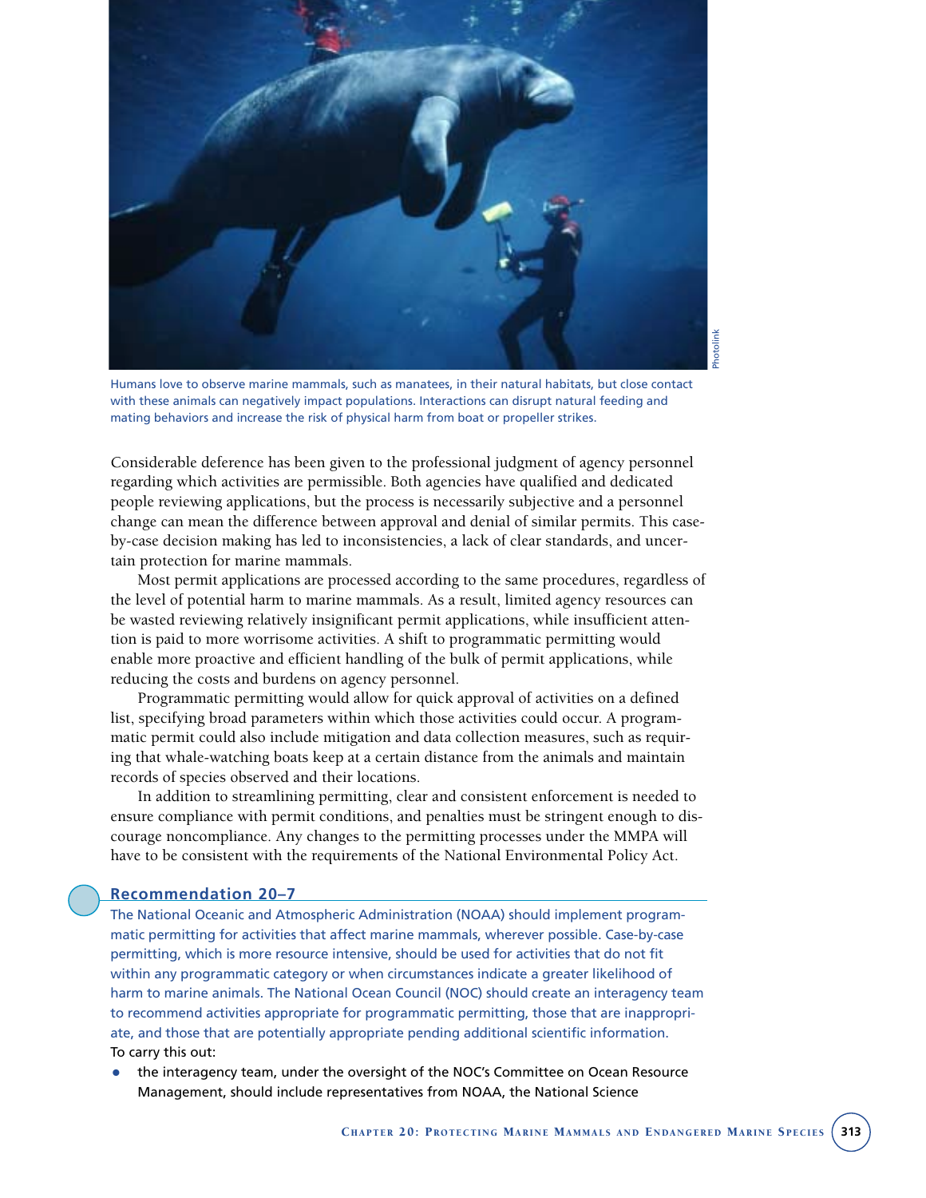Humans love to observe marine mammals, such as manatees, in their natural habitats, but close contact with these animals can negatively impact populations. Interactions can disrupt natural feeding and mating behaviors and increase the risk of physical harm from boat or propeller strikes.

Considerable deference has been given to the professional judgment of agency personnel regarding which activities are permissible. Both agencies have qualified and dedicated people reviewing applications, but the process is necessarily subjective and a personnel change can mean the difference between approval and denial of similar permits. This case-by-case decision making has led to inconsistencies, a lack of clear standards, and uncertain protection for marine mammals.

Most permit applications are processed according to the same procedures, regardless of the level of potential harm to marine mammals. As a result, limited agency resources can be wasted reviewing relatively insignificant permit applications, while insufficient attention is paid to more worrisome activities. A shift to programmatic permitting would enable more proactive and efficient handling of the bulk of permit applications, while reducing the costs and burdens on agency personnel.

Programmatic permitting would allow for quick approval of activities on a defined list, specifying broad parameters within which those activities could occur. A programmatic permit could also include mitigation and data collection measures, such as requiring that whale-watching boats keep at a certain distance from the animals and maintain records of species observed and their locations.

In addition to streamlining permitting, clear and consistent enforcement is needed to ensure compliance with permit conditions, and penalties must be stringent enough to discourage noncompliance. Any changes to the permitting processes under the MMPA will have to be consistent with the requirements of the National Environmental Policy Act.

### Recommendation 20–7

The National Oceanic and Atmospheric Administration (NOAA) should implement programmatic permitting for activities that affect marine mammals, wherever possible. Case-by-case permitting, which is more resource intensive, should be used for activities that do not fit within any programmatic category or when circumstances indicate a greater likelihood of harm to marine animals. The National Ocean Council (NOC) should create an interagency team to recommend activities appropriate for programmatic permitting, those that are inappropriate, and those that are potentially appropriate pending additional scientific information.

To carry this out:

- the interagency team, under the oversight of the NOC's Committee on Ocean Resource Management, should include representatives from NOAA, the National Science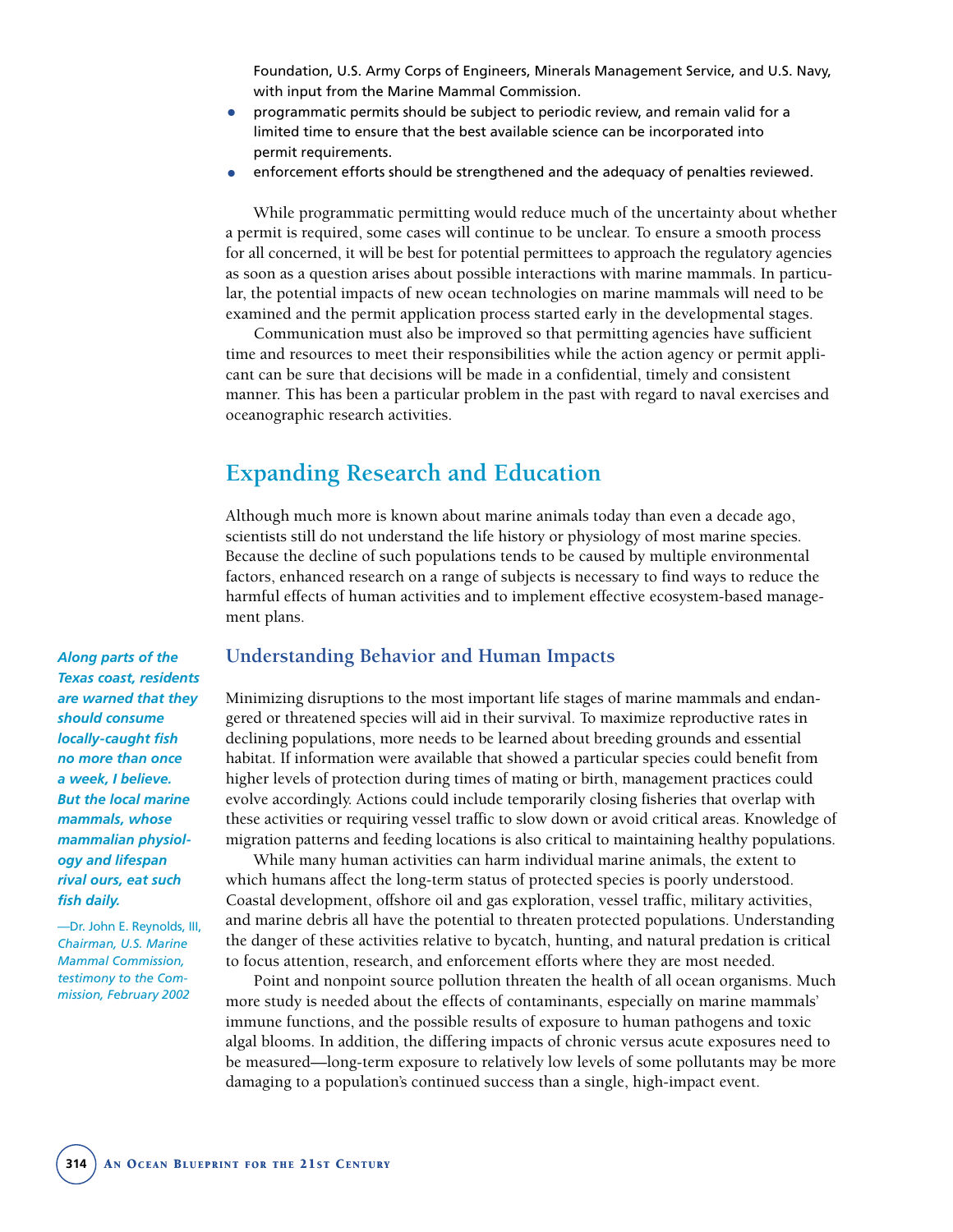Foundation, U.S. Army Corps of Engineers, Minerals Management Service, and U.S. Navy, with input from the Marine Mammal Commission.

- programmatic permits should be subject to periodic review, and remain valid for a limited time to ensure that the best available science can be incorporated into permit requirements.
- enforcement efforts should be strengthened and the adequacy of penalties reviewed.

While programmatic permitting would reduce much of the uncertainty about whether a permit is required, some cases will continue to be unclear. To ensure a smooth process for all concerned, it will be best for potential permittees to approach the regulatory agencies as soon as a question arises about possible interactions with marine mammals. In particular, the potential impacts of new ocean technologies on marine mammals will need to be examined and the permit application process started early in the developmental stages.

Communication must also be improved so that permitting agencies have sufficient time and resources to meet their responsibilities while the action agency or permit applicant can be sure that decisions will be made in a confidential, timely and consistent manner. This has been a particular problem in the past with regard to naval exercises and oceanographic research activities.

## Expanding Research and Education

Although much more is known about marine animals today than even a decade ago, scientists still do not understand the life history or physiology of most marine species. Because the decline of such populations tends to be caused by multiple environmental factors, enhanced research on a range of subjects is necessary to find ways to reduce the harmful effects of human activities and to implement effective ecosystem-based management plans.

### Understanding Behavior and Human Impacts

*Along parts of the Texas coast, residents are warned that they should consume locally-caught fish no more than once a week, I believe. But the local marine mammals, whose mammalian physiology and lifespan rival ours, eat such fish daily.*

*—Dr. John E. Reynolds, III, Chairman, U.S. Marine Mammal Commission, testimony to the Commission, February 2002*

Minimizing disruptions to the most important life stages of marine mammals and endangered or threatened species will aid in their survival. To maximize reproductive rates in declining populations, more needs to be learned about breeding grounds and essential habitat. If information were available that showed a particular species could benefit from higher levels of protection during times of mating or birth, management practices could evolve accordingly. Actions could include temporarily closing fisheries that overlap with these activities or requiring vessel traffic to slow down or avoid critical areas. Knowledge of migration patterns and feeding locations is also critical to maintaining healthy populations.

While many human activities can harm individual marine animals, the extent to which humans affect the long-term status of protected species is poorly understood. Coastal development, offshore oil and gas exploration, vessel traffic, military activities, and marine debris all have the potential to threaten protected populations. Understanding the danger of these activities relative to bycatch, hunting, and natural predation is critical to focus attention, research, and enforcement efforts where they are most needed.

Point and nonpoint source pollution threaten the health of all ocean organisms. Much more study is needed about the effects of contaminants, especially on marine mammals' immune functions, and the possible results of exposure to human pathogens and toxic algal blooms. In addition, the differing impacts of chronic versus acute exposures need to be measured—long-term exposure to relatively low levels of some pollutants may be more damaging to a population's continued success than a single, high-impact event.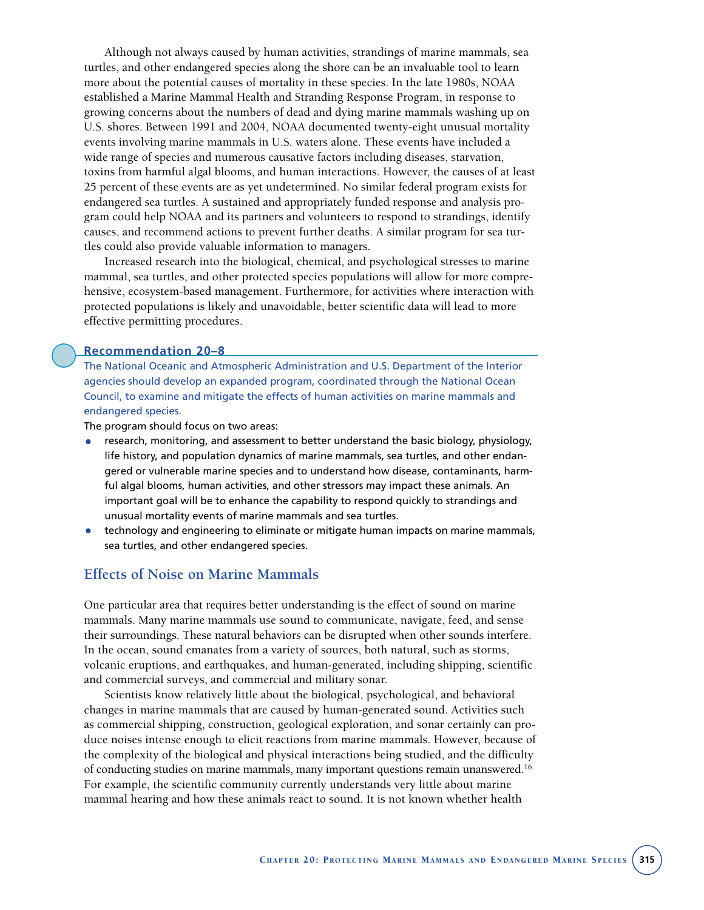Although not always caused by human activities, strandings of marine mammals, sea turtles, and other endangered species along the shore can be an invaluable tool to learn more about the potential causes of mortality in these species. In the late 1980s, NOAA established a Marine Mammal Health and Stranding Response Program, in response to growing concerns about the numbers of dead and dying marine mammals washing up on U.S. shores. Between 1991 and 2004, NOAA documented twenty-eight unusual mortality events involving marine mammals in U.S. waters alone. These events have included a wide range of species and numerous causative factors including diseases, starvation, toxins from harmful algal blooms, and human interactions. However, the causes of at least 25 percent of these events are as yet undetermined. No similar federal program exists for endangered sea turtles. A sustained and appropriately funded response and analysis program could help NOAA and its partners and volunteers to respond to strandings, identify causes, and recommend actions to prevent further deaths. A similar program for sea turtles could also provide valuable information to managers.

Increased research into the biological, chemical, and psychological stresses to marine mammal, sea turtles, and other protected species populations will allow for more comprehensive, ecosystem-based management. Furthermore, for activities where interaction with protected populations is likely and unavoidable, better scientific data will lead to more effective permitting procedures.

**Recommendation 20–8**

The National Oceanic and Atmospheric Administration and U.S. Department of the Interior agencies should develop an expanded program, coordinated through the National Ocean Council, to examine and mitigate the effects of human activities on marine mammals and endangered species.

The program should focus on two areas:

- research, monitoring, and assessment to better understand the basic biology, physiology, life history, and population dynamics of marine mammals, sea turtles, and other endangered or vulnerable marine species and to understand how disease, contaminants, harmful algal blooms, human activities, and other stressors may impact these animals. An important goal will be to enhance the capability to respond quickly to strandings and unusual mortality events of marine mammals and sea turtles.
- technology and engineering to eliminate or mitigate human impacts on marine mammals, sea turtles, and other endangered species.

## Effects of Noise on Marine Mammals

One particular area that requires better understanding is the effect of sound on marine mammals. Many marine mammals use sound to communicate, navigate, feed, and sense their surroundings. These natural behaviors can be disrupted when other sounds interfere. In the ocean, sound emanates from a variety of sources, both natural, such as storms, volcanic eruptions, and earthquakes, and human-generated, including shipping, scientific and commercial surveys, and commercial and military sonar.

Scientists know relatively little about the biological, psychological, and behavioral changes in marine mammals that are caused by human-generated sound. Activities such as commercial shipping, construction, geological exploration, and sonar certainly can produce noises intense enough to elicit reactions from marine mammals. However, because of the complexity of the biological and physical interactions being studied, and the difficulty of conducting studies on marine mammals, many important questions remain unanswered.[16] For example, the scientific community currently understands very little about marine mammal hearing and how these animals react to sound. It is not known whether health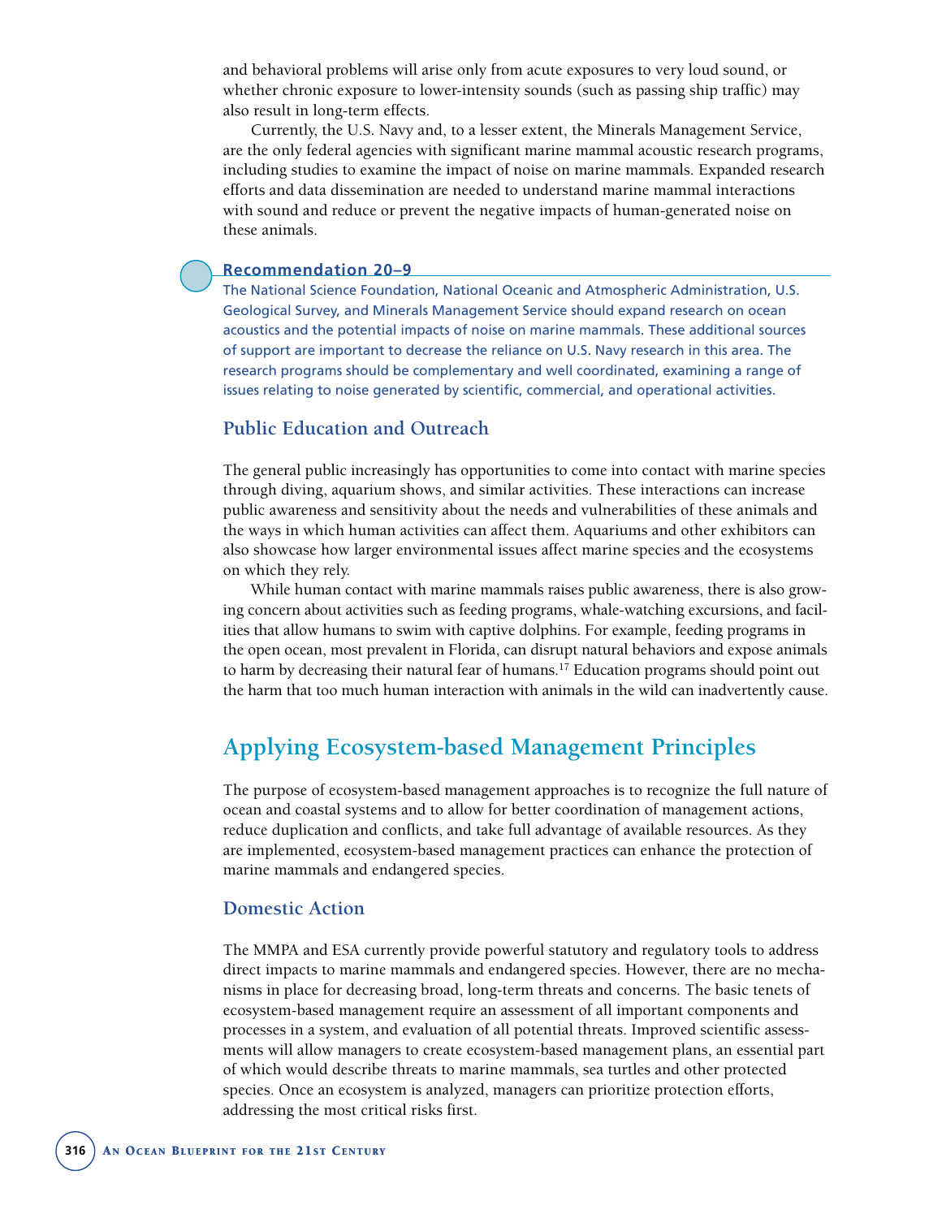and behavioral problems will arise only from acute exposures to very loud sound, or whether chronic exposure to lower-intensity sounds (such as passing ship traffic) may also result in long-term effects.

Currently, the U.S. Navy and, to a lesser extent, the Minerals Management Service, are the only federal agencies with significant marine mammal acoustic research programs, including studies to examine the impact of noise on marine mammals. Expanded research efforts and data dissemination are needed to understand marine mammal interactions with sound and reduce or prevent the negative impacts of human-generated noise on these animals.

**Recommendation 20–9**

The National Science Foundation, National Oceanic and Atmospheric Administration, U.S. Geological Survey, and Minerals Management Service should expand research on ocean acoustics and the potential impacts of noise on marine mammals. These additional sources of support are important to decrease the reliance on U.S. Navy research in this area. The research programs should be complementary and well coordinated, examining a range of issues relating to noise generated by scientific, commercial, and operational activities.

### Public Education and Outreach

The general public increasingly has opportunities to come into contact with marine species through diving, aquarium shows, and similar activities. These interactions can increase public awareness and sensitivity about the needs and vulnerabilities of these animals and the ways in which human activities can affect them. Aquariums and other exhibitors can also showcase how larger environmental issues affect marine species and the ecosystems on which they rely.

While human contact with marine mammals raises public awareness, there is also growing concern about activities such as feeding programs, whale-watching excursions, and facilities that allow humans to swim with captive dolphins. For example, feeding programs in the open ocean, most prevalent in Florida, can disrupt natural behaviors and expose animals to harm by decreasing their natural fear of humans.[17] Education programs should point out the harm that too much human interaction with animals in the wild can inadvertently cause.

## Applying Ecosystem-based Management Principles

The purpose of ecosystem-based management approaches is to recognize the full nature of ocean and coastal systems and to allow for better coordination of management actions, reduce duplication and conflicts, and take full advantage of available resources. As they are implemented, ecosystem-based management practices can enhance the protection of marine mammals and endangered species.

### Domestic Action

The MMPA and ESA currently provide powerful statutory and regulatory tools to address direct impacts to marine mammals and endangered species. However, there are no mechanisms in place for decreasing broad, long-term threats and concerns. The basic tenets of ecosystem-based management require an assessment of all important components and processes in a system, and evaluation of all potential threats. Improved scientific assessments will allow managers to create ecosystem-based management plans, an essential part of which would describe threats to marine mammals, sea turtles and other protected species. Once an ecosystem is analyzed, managers can prioritize protection efforts, addressing the most critical risks first.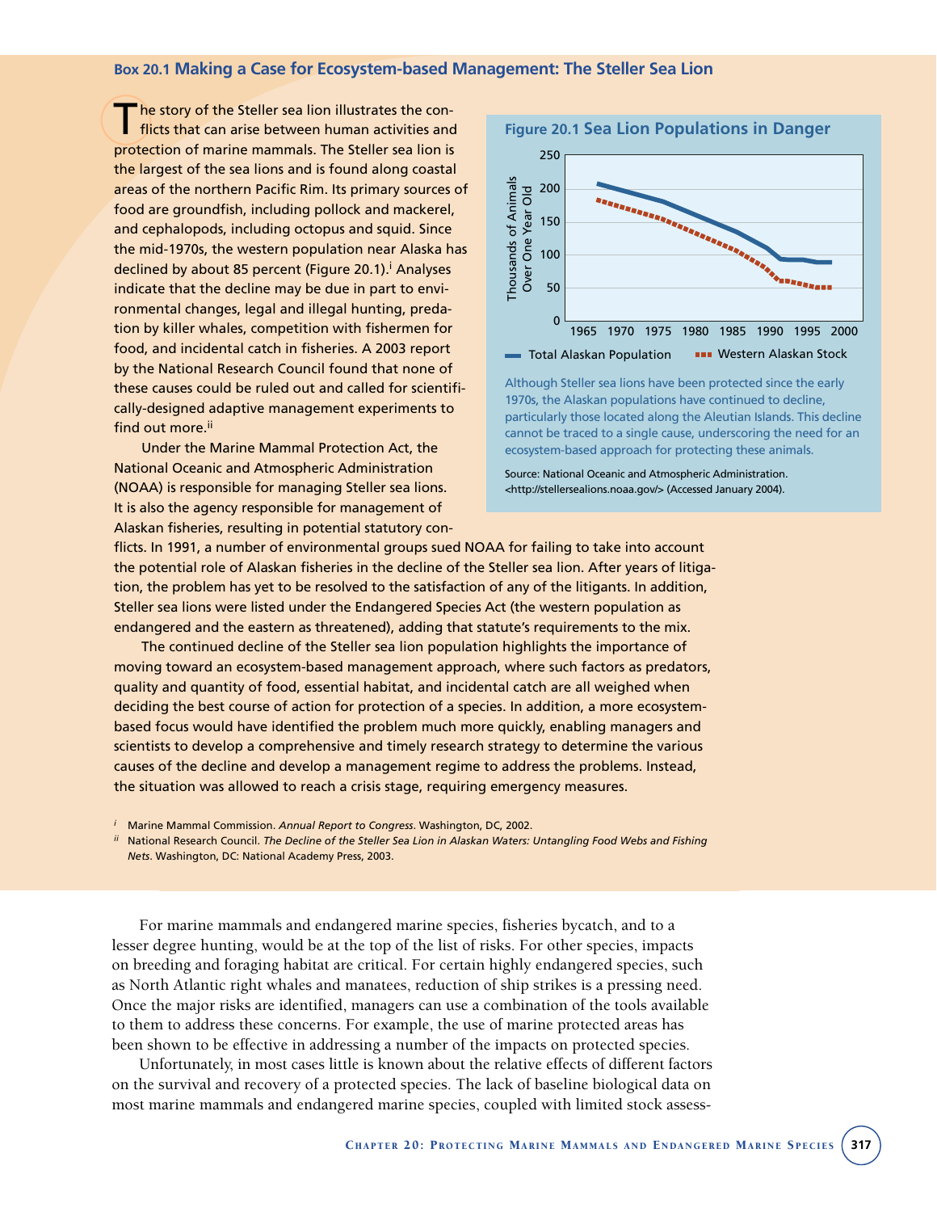## Box 20.1 Making a Case for Ecosystem-based Management: The Steller Sea Lion

The story of the Steller sea lion illustrates the conflicts that can arise between human activities and protection of marine mammals. The Steller sea lion is the largest of the sea lions and is found along coastal areas of the northern Pacific Rim. Its primary sources of food are groundfish, including pollock and mackerel, and cephalopods, including octopus and squid. Since the mid-1970s, the western population near Alaska has declined by about 85 percent (Figure 20.1).[i] Analyses indicate that the decline may be due in part to environmental changes, legal and illegal hunting, predation by killer whales, competition with fishermen for food, and incidental catch in fisheries. A 2003 report by the National Research Council found that none of these causes could be ruled out and called for scientifically-designed adaptive management experiments to find out more.[ii]

Under the Marine Mammal Protection Act, the National Oceanic and Atmospheric Administration (NOAA) is responsible for managing Steller sea lions. It is also the agency responsible for management of Alaskan fisheries, resulting in potential statutory conflicts. In 1991, a number of environmental groups sued NOAA for failing to take into account the potential role of Alaskan fisheries in the decline of the Steller sea lion. After years of litigation, the problem has yet to be resolved to the satisfaction of any of the litigants. In addition, Steller sea lions were listed under the Endangered Species Act (the western population as endangered and the eastern as threatened), adding that statute's requirements to the mix.

The continued decline of the Steller sea lion population highlights the importance of moving toward an ecosystem-based management approach, where such factors as predators, quality and quantity of food, essential habitat, and incidental catch are all weighed when deciding the best course of action for protection of a species. In addition, a more ecosystem-based focus would have identified the problem much more quickly, enabling managers and scientists to develop a comprehensive and timely research strategy to determine the various causes of the decline and develop a management regime to address the problems. Instead, the situation was allowed to reach a crisis stage, requiring emergency measures.

### Figure 20.1 Sea Lion Populations in Danger

Although Steller sea lions have been protected since the early 1970s, the Alaskan populations have continued to decline, particularly those located along the Aleutian Islands. This decline cannot be traced to a single cause, underscoring the need for an ecosystem-based approach for protecting these animals.

Source: National Oceanic and Atmospheric Administration. <http://stellersealions.noaa.gov/> (Accessed January 2004).

[i] Marine Mammal Commission. *Annual Report to Congress*. Washington, DC, 2002.

[ii] National Research Council. *The Decline of the Steller Sea Lion in Alaskan Waters: Untangling Food Webs and Fishing Nets*. Washington, DC: National Academy Press, 2003.

For marine mammals and endangered marine species, fisheries bycatch, and to a lesser degree hunting, would be at the top of the list of risks. For other species, impacts on breeding and foraging habitat are critical. For certain highly endangered species, such as North Atlantic right whales and manatees, reduction of ship strikes is a pressing need. Once the major risks are identified, managers can use a combination of the tools available to them to address these concerns. For example, the use of marine protected areas has been shown to be effective in addressing a number of the impacts on protected species.

Unfortunately, in most cases little is known about the relative effects of different factors on the survival and recovery of a protected species. The lack of baseline biological data on most marine mammals and endangered marine species, coupled with limited stock assess-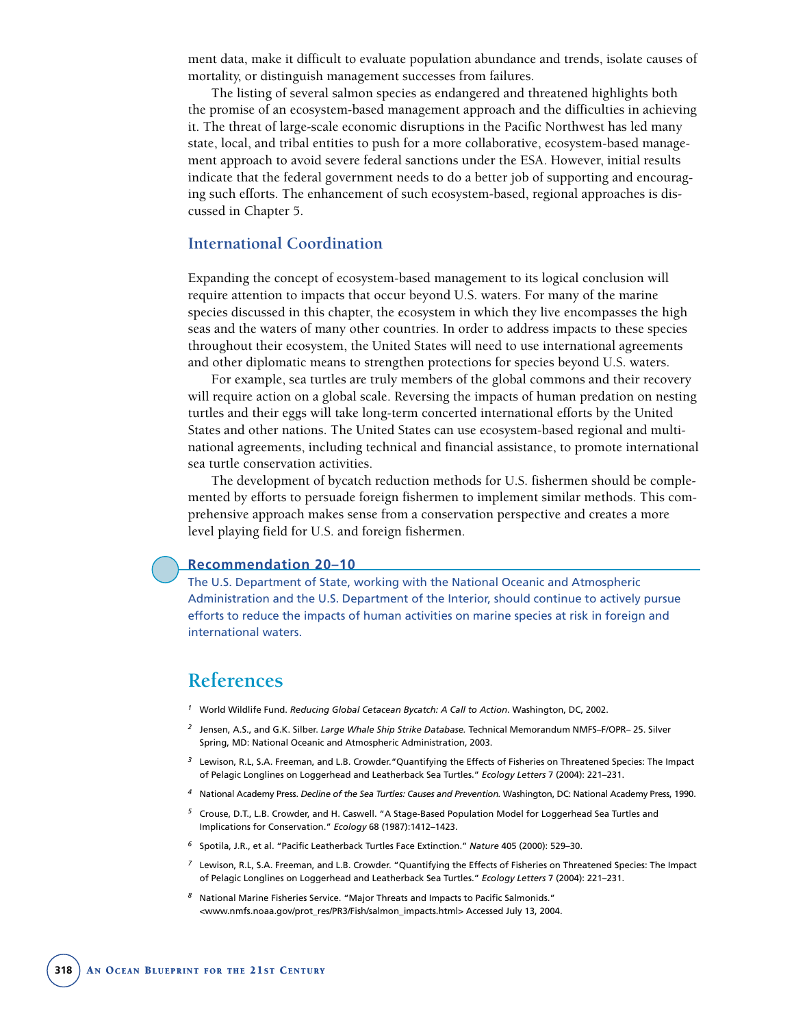ment data, make it difficult to evaluate population abundance and trends, isolate causes of mortality, or distinguish management successes from failures.

The listing of several salmon species as endangered and threatened highlights both the promise of an ecosystem-based management approach and the difficulties in achieving it. The threat of large-scale economic disruptions in the Pacific Northwest has led many state, local, and tribal entities to push for a more collaborative, ecosystem-based management approach to avoid severe federal sanctions under the ESA. However, initial results indicate that the federal government needs to do a better job of supporting and encouraging such efforts. The enhancement of such ecosystem-based, regional approaches is discussed in Chapter 5.

## International Coordination

Expanding the concept of ecosystem-based management to its logical conclusion will require attention to impacts that occur beyond U.S. waters. For many of the marine species discussed in this chapter, the ecosystem in which they live encompasses the high seas and the waters of many other countries. In order to address impacts to these species throughout their ecosystem, the United States will need to use international agreements and other diplomatic means to strengthen protections for species beyond U.S. waters.

For example, sea turtles are truly members of the global commons and their recovery will require action on a global scale. Reversing the impacts of human predation on nesting turtles and their eggs will take long-term concerted international efforts by the United States and other nations. The United States can use ecosystem-based regional and multinational agreements, including technical and financial assistance, to promote international sea turtle conservation activities.

The development of bycatch reduction methods for U.S. fishermen should be complemented by efforts to persuade foreign fishermen to implement similar methods. This comprehensive approach makes sense from a conservation perspective and creates a more level playing field for U.S. and foreign fishermen.

**Recommendation 20–10**

The U.S. Department of State, working with the National Oceanic and Atmospheric Administration and the U.S. Department of the Interior, should continue to actively pursue efforts to reduce the impacts of human activities on marine species at risk in foreign and international waters.

# References

[1] World Wildlife Fund. *Reducing Global Cetacean Bycatch: A Call to Action*. Washington, DC, 2002.

[2] Jensen, A.S., and G.K. Silber. *Large Whale Ship Strike Database.* Technical Memorandum NMFS–F/OPR– 25. Silver Spring, MD: National Oceanic and Atmospheric Administration, 2003.

[3] Lewison, R.L, S.A. Freeman, and L.B. Crowder."Quantifying the Effects of Fisheries on Threatened Species: The Impact of Pelagic Longlines on Loggerhead and Leatherback Sea Turtles." *Ecology Letters* 7 (2004): 221–231.

[4] National Academy Press. *Decline of the Sea Turtles: Causes and Prevention.* Washington, DC: National Academy Press, 1990.

[5] Crouse, D.T., L.B. Crowder, and H. Caswell. "A Stage-Based Population Model for Loggerhead Sea Turtles and Implications for Conservation." *Ecology* 68 (1987):1412–1423.

[6] Spotila, J.R., et al. "Pacific Leatherback Turtles Face Extinction." *Nature* 405 (2000): 529–30.

[7] Lewison, R.L, S.A. Freeman, and L.B. Crowder. "Quantifying the Effects of Fisheries on Threatened Species: The Impact of Pelagic Longlines on Loggerhead and Leatherback Sea Turtles." *Ecology Letters* 7 (2004): 221–231.

[8] National Marine Fisheries Service. "Major Threats and Impacts to Pacific Salmonids." <www.nmfs.noaa.gov/prot_res/PR3/Fish/salmon_impacts.html> Accessed July 13, 2004.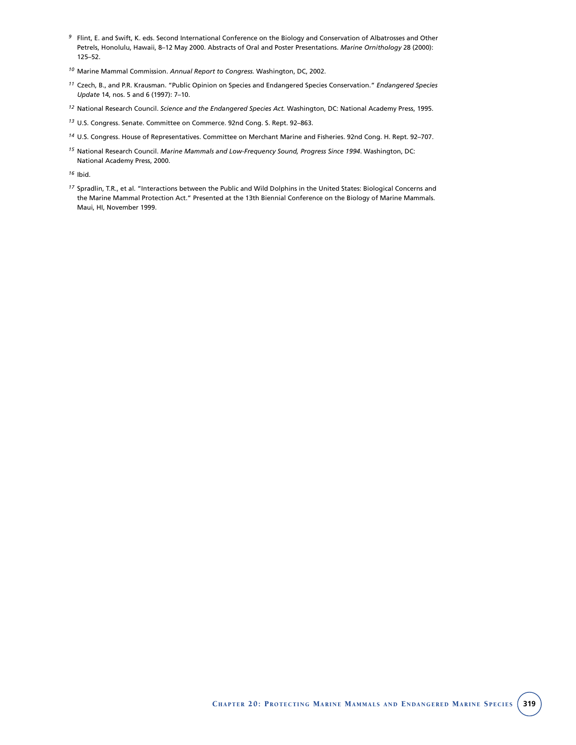[9] Flint, E. and Swift, K. eds. Second International Conference on the Biology and Conservation of Albatrosses and Other Petrels, Honolulu, Hawaii, 8–12 May 2000. Abstracts of Oral and Poster Presentations. *Marine Ornithology* 28 (2000): 125–52.

[10] Marine Mammal Commission. *Annual Report to Congress.* Washington, DC, 2002.

[11] Czech, B., and P.R. Krausman. "Public Opinion on Species and Endangered Species Conservation." *Endangered Species Update* 14, nos. 5 and 6 (1997): 7–10.

[12] National Research Council. *Science and the Endangered Species Act.* Washington, DC: National Academy Press, 1995.

[13] U.S. Congress. Senate. Committee on Commerce. 92nd Cong. S. Rept. 92–863.

[14] U.S. Congress. House of Representatives. Committee on Merchant Marine and Fisheries. 92nd Cong. H. Rept. 92–707.

[15] National Research Council. *Marine Mammals and Low-Frequency Sound, Progress Since 1994*. Washington, DC: National Academy Press, 2000.

[16] Ibid.

[17] Spradlin, T.R., et al. "Interactions between the Public and Wild Dolphins in the United States: Biological Concerns and the Marine Mammal Protection Act." Presented at the 13th Biennial Conference on the Biology of Marine Mammals. Maui, HI, November 1999.